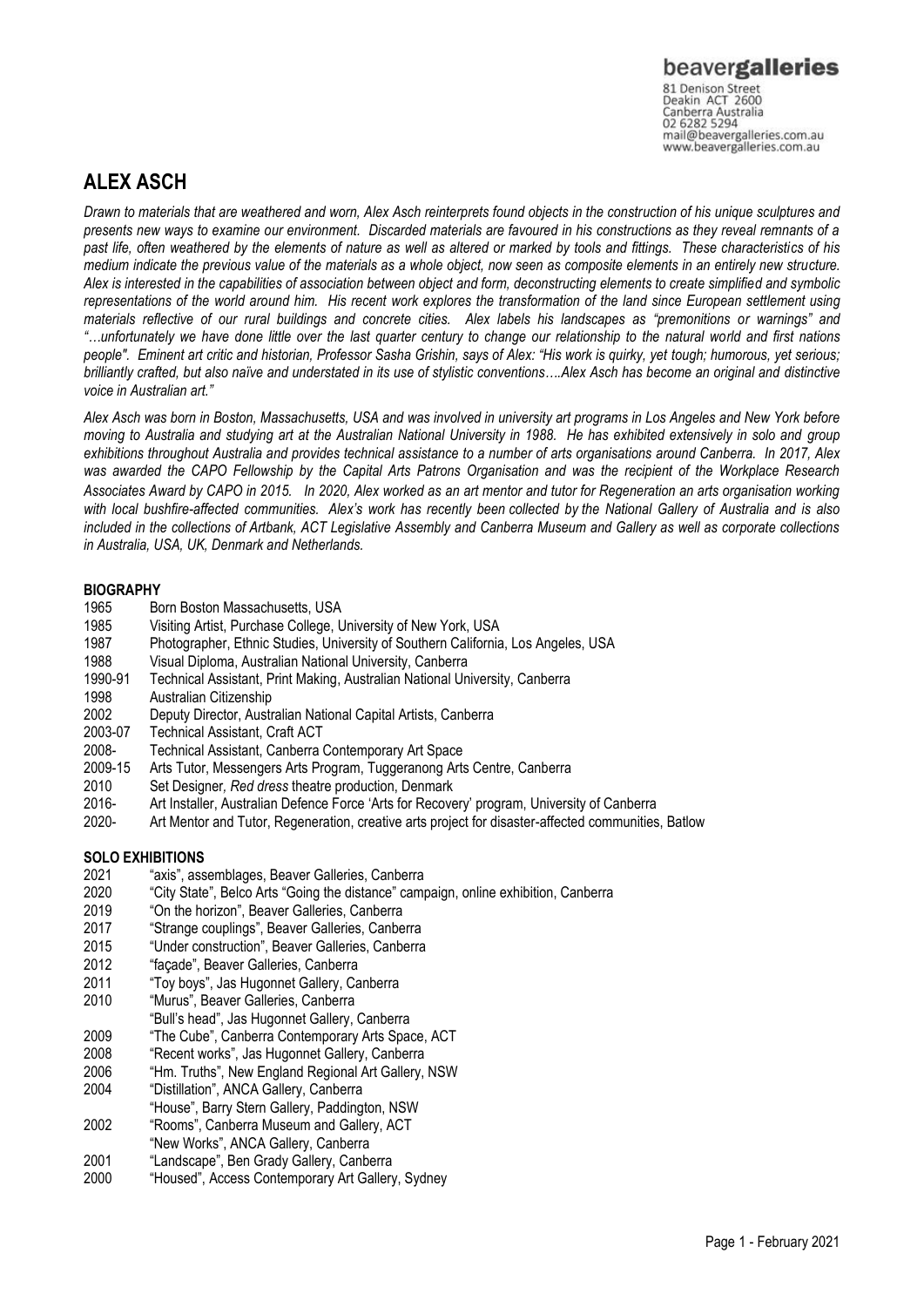beavergalleries
81 Denison Street
Deakin ACT 2600
Canberra Australia
02 6282 5294
mail@beavergalleries.com.au
www.beavergalleries.com.au

# ALEX ASCH

*Drawn to materials that are weathered and worn, Alex Asch reinterprets found objects in the construction of his unique sculptures and presents new ways to examine our environment. Discarded materials are favoured in his constructions as they reveal remnants of a past life, often weathered by the elements of nature as well as altered or marked by tools and fittings. These characteristics of his medium indicate the previous value of the materials as a whole object, now seen as composite elements in an entirely new structure. Alex is interested in the capabilities of association between object and form, deconstructing elements to create simplified and symbolic representations of the world around him. His recent work explores the transformation of the land since European settlement using materials reflective of our rural buildings and concrete cities. Alex labels his landscapes as "premonitions or warnings" and "…unfortunately we have done little over the last quarter century to change our relationship to the natural world and first nations people". Eminent art critic and historian, Professor Sasha Grishin, says of Alex: "His work is quirky, yet tough; humorous, yet serious; brilliantly crafted, but also naïve and understated in its use of stylistic conventions….Alex Asch has become an original and distinctive voice in Australian art."*

*Alex Asch was born in Boston, Massachusetts, USA and was involved in university art programs in Los Angeles and New York before moving to Australia and studying art at the Australian National University in 1988. He has exhibited extensively in solo and group exhibitions throughout Australia and provides technical assistance to a number of arts organisations around Canberra. In 2017, Alex was awarded the CAPO Fellowship by the Capital Arts Patrons Organisation and was the recipient of the Workplace Research Associates Award by CAPO in 2015. In 2020, Alex worked as an art mentor and tutor for Regeneration an arts organisation working with local bushfire-affected communities. Alex's work has recently been collected by the National Gallery of Australia and is also included in the collections of Artbank, ACT Legislative Assembly and Canberra Museum and Gallery as well as corporate collections in Australia, USA, UK, Denmark and Netherlands.*

## BIOGRAPHY

1965 Born Boston Massachusetts, USA
1985 Visiting Artist, Purchase College, University of New York, USA
1987 Photographer, Ethnic Studies, University of Southern California, Los Angeles, USA
1988 Visual Diploma, Australian National University, Canberra
1990-91 Technical Assistant, Print Making, Australian National University, Canberra
1998 Australian Citizenship
2002 Deputy Director, Australian National Capital Artists, Canberra
2003-07 Technical Assistant, Craft ACT
2008- Technical Assistant, Canberra Contemporary Art Space
2009-15 Arts Tutor, Messengers Arts Program, Tuggeranong Arts Centre, Canberra
2010 Set Designer, *Red dress* theatre production, Denmark
2016- Art Installer, Australian Defence Force 'Arts for Recovery' program, University of Canberra
2020- Art Mentor and Tutor, Regeneration, creative arts project for disaster-affected communities, Batlow

## SOLO EXHIBITIONS

2021 "axis", assemblages, Beaver Galleries, Canberra
2020 "City State", Belco Arts "Going the distance" campaign, online exhibition, Canberra
2019 "On the horizon", Beaver Galleries, Canberra
2017 "Strange couplings", Beaver Galleries, Canberra
2015 "Under construction", Beaver Galleries, Canberra
2012 "façade", Beaver Galleries, Canberra
2011 "Toy boys", Jas Hugonnet Gallery, Canberra
2010 "Murus", Beaver Galleries, Canberra
"Bull's head", Jas Hugonnet Gallery, Canberra
2009 "The Cube", Canberra Contemporary Arts Space, ACT
2008 "Recent works", Jas Hugonnet Gallery, Canberra
2006 "Hm. Truths", New England Regional Art Gallery, NSW
2004 "Distillation", ANCA Gallery, Canberra
"House", Barry Stern Gallery, Paddington, NSW
2002 "Rooms", Canberra Museum and Gallery, ACT
"New Works", ANCA Gallery, Canberra
2001 "Landscape", Ben Grady Gallery, Canberra
2000 "Housed", Access Contemporary Art Gallery, Sydney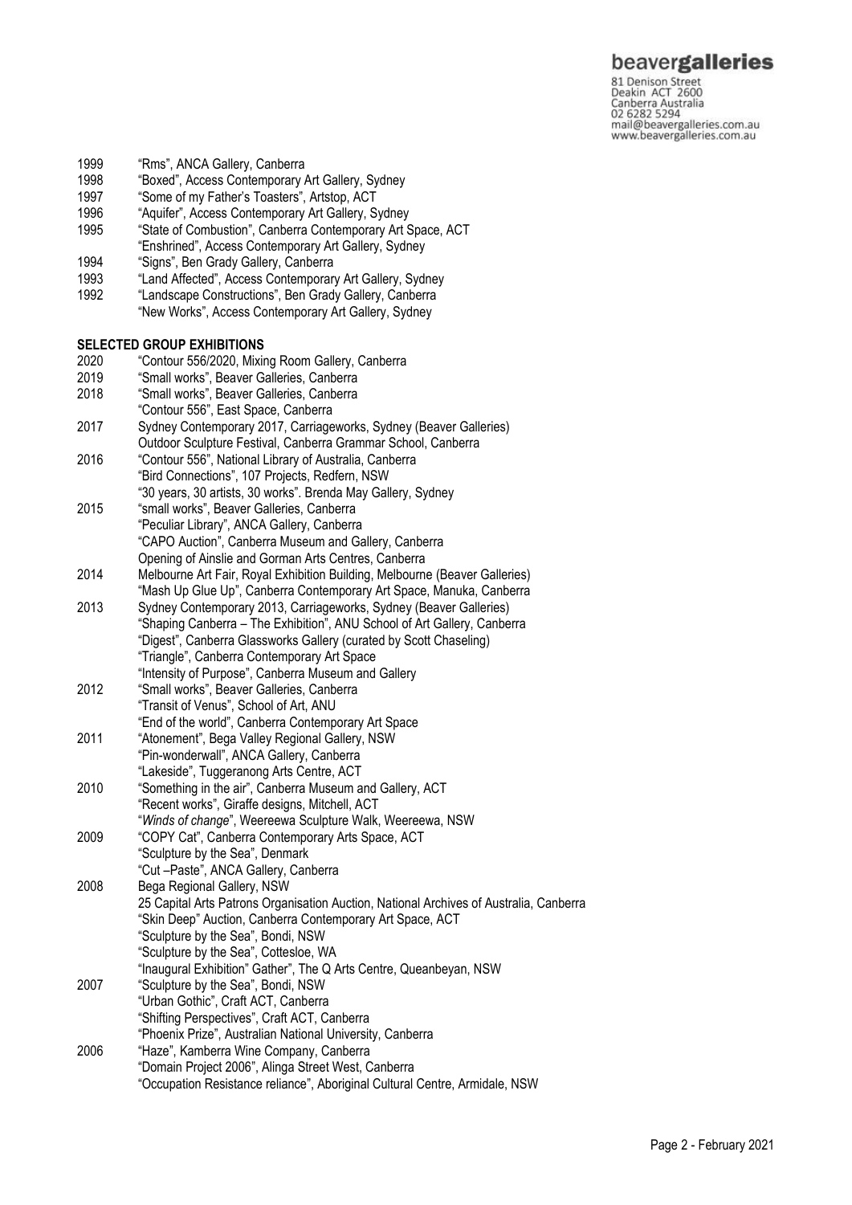1999 "Rms", ANCA Gallery, Canberra
1998 "Boxed", Access Contemporary Art Gallery, Sydney
1997 "Some of my Father's Toasters", Artstop, ACT
1996 "Aquifer", Access Contemporary Art Gallery, Sydney
1995 "State of Combustion", Canberra Contemporary Art Space, ACT
"Enshrined", Access Contemporary Art Gallery, Sydney
1994 "Signs", Ben Grady Gallery, Canberra
1993 "Land Affected", Access Contemporary Art Gallery, Sydney
1992 "Landscape Constructions", Ben Grady Gallery, Canberra
"New Works", Access Contemporary Art Gallery, Sydney

**SELECTED GROUP EXHIBITIONS**

2020 "Contour 556/2020, Mixing Room Gallery, Canberra
2019 "Small works", Beaver Galleries, Canberra
2018 "Small works", Beaver Galleries, Canberra
"Contour 556", East Space, Canberra
2017 Sydney Contemporary 2017, Carriageworks, Sydney (Beaver Galleries)
Outdoor Sculpture Festival, Canberra Grammar School, Canberra
2016 "Contour 556", National Library of Australia, Canberra
"Bird Connections", 107 Projects, Redfern, NSW
"30 years, 30 artists, 30 works". Brenda May Gallery, Sydney
2015 "small works", Beaver Galleries, Canberra
"Peculiar Library", ANCA Gallery, Canberra
"CAPO Auction", Canberra Museum and Gallery, Canberra
Opening of Ainslie and Gorman Arts Centres, Canberra
2014 Melbourne Art Fair, Royal Exhibition Building, Melbourne (Beaver Galleries)
"Mash Up Glue Up", Canberra Contemporary Art Space, Manuka, Canberra
2013 Sydney Contemporary 2013, Carriageworks, Sydney (Beaver Galleries)
"Shaping Canberra – The Exhibition", ANU School of Art Gallery, Canberra
"Digest", Canberra Glassworks Gallery (curated by Scott Chaseling)
"Triangle", Canberra Contemporary Art Space
"Intensity of Purpose", Canberra Museum and Gallery
2012 "Small works", Beaver Galleries, Canberra
"Transit of Venus", School of Art, ANU
"End of the world", Canberra Contemporary Art Space
2011 "Atonement", Bega Valley Regional Gallery, NSW
"Pin-wonderwall", ANCA Gallery, Canberra
"Lakeside", Tuggeranong Arts Centre, ACT
2010 "Something in the air", Canberra Museum and Gallery, ACT
"Recent works", Giraffe designs, Mitchell, ACT
"*Winds of change*", Weereewa Sculpture Walk, Weereewa, NSW
2009 "COPY Cat", Canberra Contemporary Arts Space, ACT
"Sculpture by the Sea", Denmark
"Cut –Paste", ANCA Gallery, Canberra
2008 Bega Regional Gallery, NSW
25 Capital Arts Patrons Organisation Auction, National Archives of Australia, Canberra
"Skin Deep" Auction, Canberra Contemporary Art Space, ACT
"Sculpture by the Sea", Bondi, NSW
"Sculpture by the Sea", Cottesloe, WA
"Inaugural Exhibition" Gather", The Q Arts Centre, Queanbeyan, NSW
2007 "Sculpture by the Sea", Bondi, NSW
"Urban Gothic", Craft ACT, Canberra
"Shifting Perspectives", Craft ACT, Canberra
"Phoenix Prize", Australian National University, Canberra
2006 "Haze", Kamberra Wine Company, Canberra
"Domain Project 2006", Alinga Street West, Canberra
"Occupation Resistance reliance", Aboriginal Cultural Centre, Armidale, NSW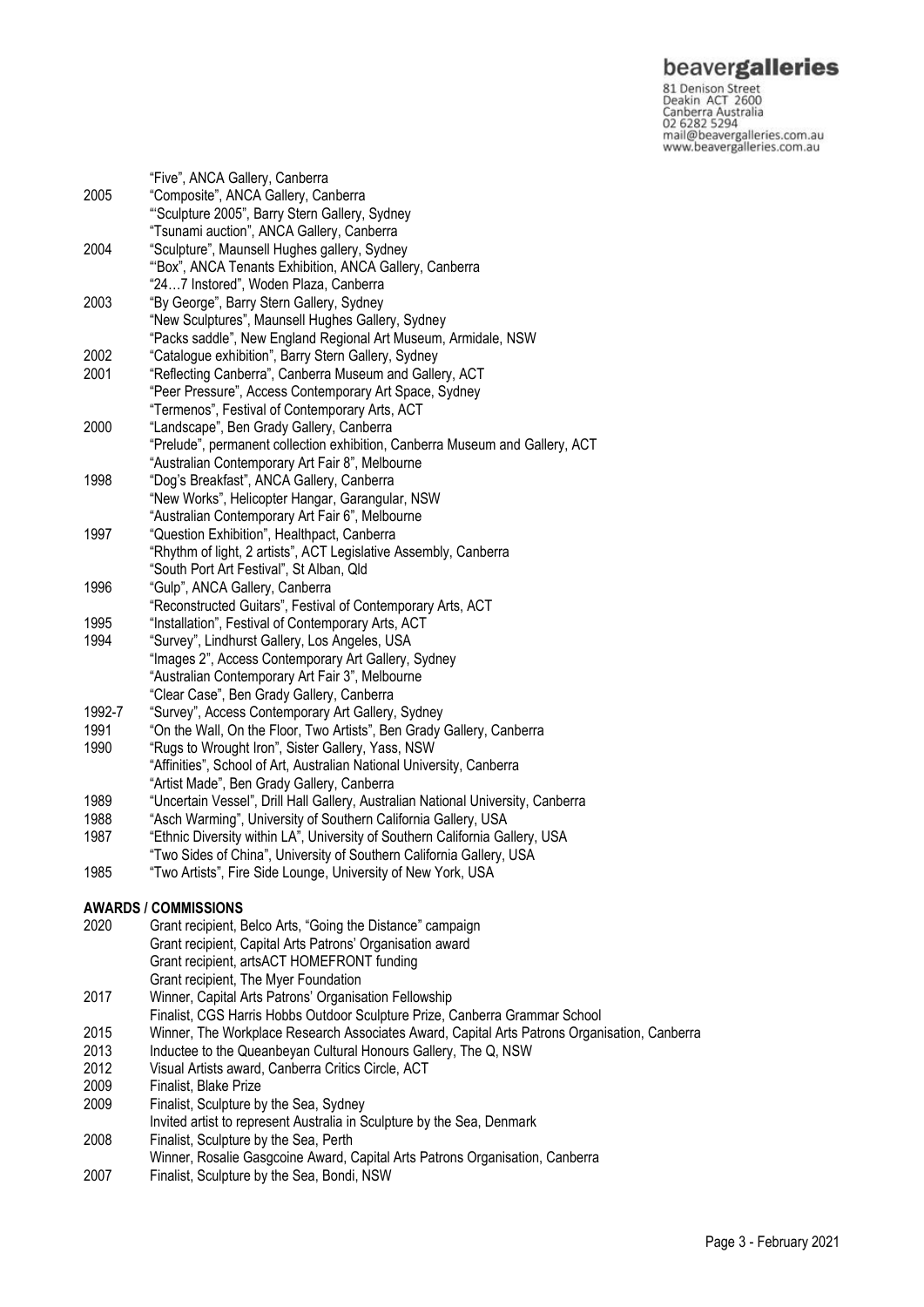| | |
|---|---|
| | "Five", ANCA Gallery, Canberra |
| 2005 | "Composite", ANCA Gallery, Canberra |
| | "'Sculpture 2005", Barry Stern Gallery, Sydney |
| | "Tsunami auction", ANCA Gallery, Canberra |
| 2004 | "Sculpture", Maunsell Hughes gallery, Sydney |
| | "'Box", ANCA Tenants Exhibition, ANCA Gallery, Canberra |
| | "24…7 Instored", Woden Plaza, Canberra |
| 2003 | "By George", Barry Stern Gallery, Sydney |
| | "New Sculptures", Maunsell Hughes Gallery, Sydney |
| | "Packs saddle", New England Regional Art Museum, Armidale, NSW |
| 2002 | "Catalogue exhibition", Barry Stern Gallery, Sydney |
| 2001 | "Reflecting Canberra", Canberra Museum and Gallery, ACT |
| | "Peer Pressure", Access Contemporary Art Space, Sydney |
| | "Termenos", Festival of Contemporary Arts, ACT |
| 2000 | "Landscape", Ben Grady Gallery, Canberra |
| | "Prelude", permanent collection exhibition, Canberra Museum and Gallery, ACT |
| | "Australian Contemporary Art Fair 8", Melbourne |
| 1998 | "Dog's Breakfast", ANCA Gallery, Canberra |
| | "New Works", Helicopter Hangar, Garangular, NSW |
| | "Australian Contemporary Art Fair 6", Melbourne |
| 1997 | "Question Exhibition", Healthpact, Canberra |
| | "Rhythm of light, 2 artists", ACT Legislative Assembly, Canberra |
| | "South Port Art Festival", St Alban, Qld |
| 1996 | "Gulp", ANCA Gallery, Canberra |
| | "Reconstructed Guitars", Festival of Contemporary Arts, ACT |
| 1995 | "Installation", Festival of Contemporary Arts, ACT |
| 1994 | "Survey", Lindhurst Gallery, Los Angeles, USA |
| | "Images 2", Access Contemporary Art Gallery, Sydney |
| | "Australian Contemporary Art Fair 3", Melbourne |
| | "Clear Case", Ben Grady Gallery, Canberra |
| 1992-7 | "Survey", Access Contemporary Art Gallery, Sydney |
| 1991 | "On the Wall, On the Floor, Two Artists", Ben Grady Gallery, Canberra |
| 1990 | "Rugs to Wrought Iron", Sister Gallery, Yass, NSW |
| | "Affinities", School of Art, Australian National University, Canberra |
| | "Artist Made", Ben Grady Gallery, Canberra |
| 1989 | "Uncertain Vessel", Drill Hall Gallery, Australian National University, Canberra |
| 1988 | "Asch Warming", University of Southern California Gallery, USA |
| 1987 | "Ethnic Diversity within LA", University of Southern California Gallery, USA |
| | "Two Sides of China", University of Southern California Gallery, USA |
| 1985 | "Two Artists", Fire Side Lounge, University of New York, USA |

## AWARDS / COMMISSIONS

| | |
|---|---|
| 2020 | Grant recipient, Belco Arts, "Going the Distance" campaign |
| | Grant recipient, Capital Arts Patrons' Organisation award |
| | Grant recipient, artsACT HOMEFRONT funding |
| | Grant recipient, The Myer Foundation |
| 2017 | Winner, Capital Arts Patrons' Organisation Fellowship |
| | Finalist, CGS Harris Hobbs Outdoor Sculpture Prize, Canberra Grammar School |
| 2015 | Winner, The Workplace Research Associates Award, Capital Arts Patrons Organisation, Canberra |
| 2013 | Inductee to the Queanbeyan Cultural Honours Gallery, The Q, NSW |
| 2012 | Visual Artists award, Canberra Critics Circle, ACT |
| 2009 | Finalist, Blake Prize |
| 2009 | Finalist, Sculpture by the Sea, Sydney |
| | Invited artist to represent Australia in Sculpture by the Sea, Denmark |
| 2008 | Finalist, Sculpture by the Sea, Perth |
| | Winner, Rosalie Gasgcoine Award, Capital Arts Patrons Organisation, Canberra |
| 2007 | Finalist, Sculpture by the Sea, Bondi, NSW |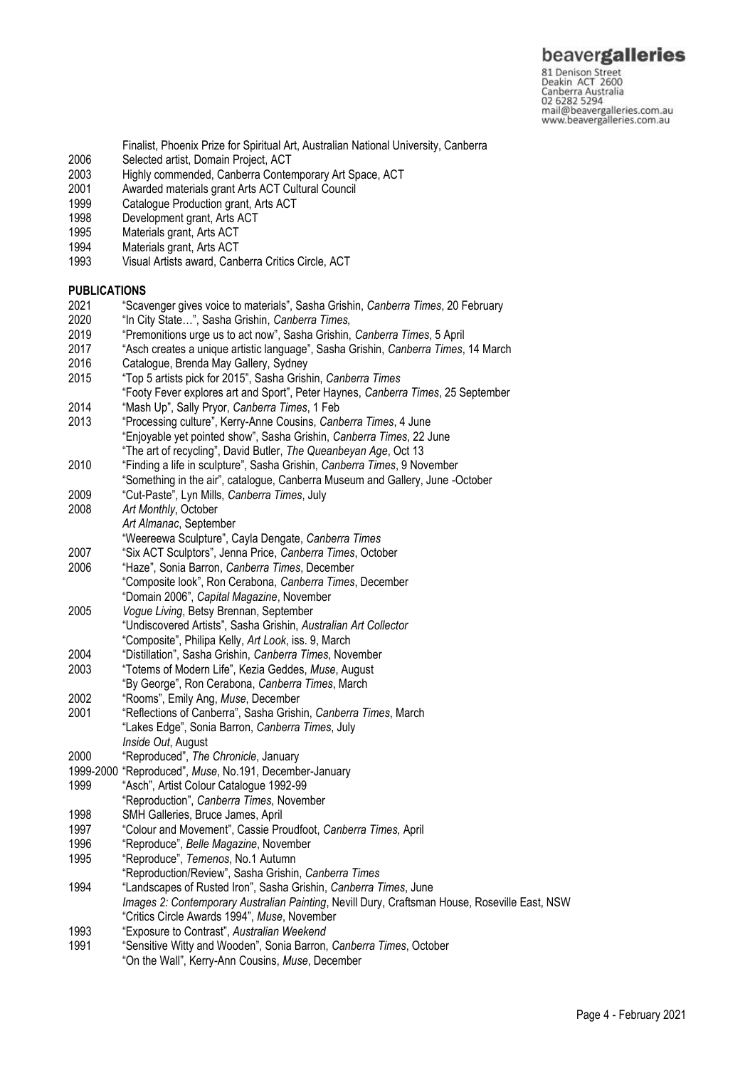Finalist, Phoenix Prize for Spiritual Art, Australian National University, Canberra

2006 Selected artist, Domain Project, ACT
2003 Highly commended, Canberra Contemporary Art Space, ACT
2001 Awarded materials grant Arts ACT Cultural Council
1999 Catalogue Production grant, Arts ACT
1998 Development grant, Arts ACT
1995 Materials grant, Arts ACT
1994 Materials grant, Arts ACT
1993 Visual Artists award, Canberra Critics Circle, ACT

**PUBLICATIONS**

2021 "Scavenger gives voice to materials", Sasha Grishin, *Canberra Times*, 20 February
2020 "In City State…", Sasha Grishin, *Canberra Times,*
2019 "Premonitions urge us to act now", Sasha Grishin, *Canberra Times*, 5 April
2017 "Asch creates a unique artistic language", Sasha Grishin, *Canberra Times*, 14 March
2016 Catalogue, Brenda May Gallery, Sydney
2015 "Top 5 artists pick for 2015", Sasha Grishin, *Canberra Times*
"Footy Fever explores art and Sport", Peter Haynes, *Canberra Times*, 25 September
2014 "Mash Up", Sally Pryor, *Canberra Times*, 1 Feb
2013 "Processing culture", Kerry-Anne Cousins, *Canberra Times*, 4 June
"Enjoyable yet pointed show", Sasha Grishin, *Canberra Times*, 22 June
"The art of recycling", David Butler, *The Queanbeyan Age*, Oct 13
2010 "Finding a life in sculpture", Sasha Grishin, *Canberra Times*, 9 November
"Something in the air", catalogue, Canberra Museum and Gallery, June -October
2009 "Cut-Paste", Lyn Mills, *Canberra Times*, July
2008 *Art Monthly*, October
*Art Almanac*, September
"Weereewa Sculpture", Cayla Dengate, *Canberra Times*
2007 "Six ACT Sculptors", Jenna Price, *Canberra Times*, October
2006 "Haze", Sonia Barron, *Canberra Times*, December
"Composite look", Ron Cerabona, *Canberra Times*, December
"Domain 2006", *Capital Magazine*, November
2005 *Vogue Living*, Betsy Brennan, September
"Undiscovered Artists", Sasha Grishin, *Australian Art Collector*
"Composite", Philipa Kelly, *Art Look*, iss. 9, March
2004 "Distillation", Sasha Grishin, *Canberra Times*, November
2003 "Totems of Modern Life", Kezia Geddes, *Muse*, August
"By George", Ron Cerabona, *Canberra Times*, March
2002 "Rooms", Emily Ang, *Muse*, December
2001 "Reflections of Canberra", Sasha Grishin, *Canberra Times*, March
"Lakes Edge", Sonia Barron, *Canberra Times*, July
*Inside Out*, August
2000 "Reproduced", *The Chronicle*, January
1999-2000 "Reproduced", *Muse*, No.191, December-January
1999 "Asch", Artist Colour Catalogue 1992-99
"Reproduction", *Canberra Times*, November
1998 SMH Galleries, Bruce James, April
1997 "Colour and Movement", Cassie Proudfoot, *Canberra Times,* April
1996 "Reproduce", *Belle Magazine*, November
1995 "Reproduce", *Temenos*, No.1 Autumn
"Reproduction/Review", Sasha Grishin, *Canberra Times*
1994 "Landscapes of Rusted Iron", Sasha Grishin, *Canberra Times*, June
*Images 2: Contemporary Australian Painting*, Nevill Dury, Craftsman House, Roseville East, NSW
"Critics Circle Awards 1994", *Muse*, November
1993 "Exposure to Contrast", *Australian Weekend*
1991 "Sensitive Witty and Wooden", Sonia Barron, *Canberra Times*, October
"On the Wall", Kerry-Ann Cousins, *Muse*, December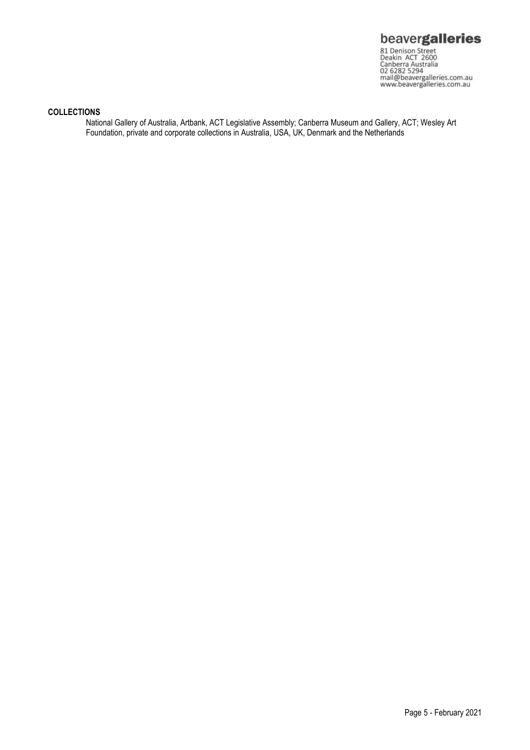**COLLECTIONS**

National Gallery of Australia, Artbank, ACT Legislative Assembly; Canberra Museum and Gallery, ACT; Wesley Art Foundation, private and corporate collections in Australia, USA, UK, Denmark and the Netherlands